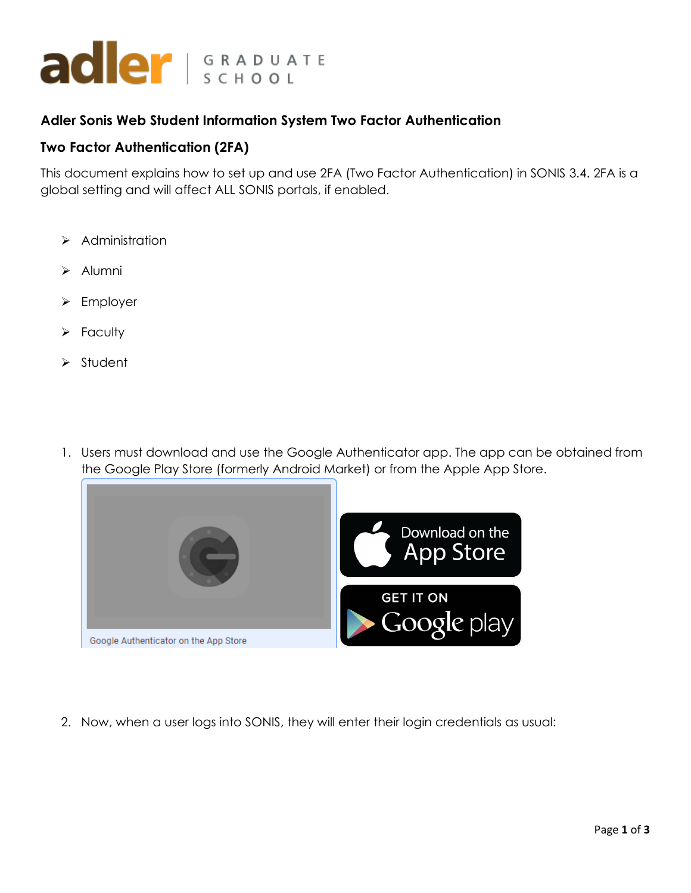## Adler Sonis Web Student Information System Two Factor Authentication

### Two Factor Authentication (2FA)

This document explains how to set up and use 2FA (Two Factor Authentication) in SONIS 3.4. 2FA is a global setting and will affect ALL SONIS portals, if enabled.

- Administration
- Alumni
- Employer
- Faculty
- Student

1. Users must download and use the Google Authenticator app. The app can be obtained from the Google Play Store (formerly Android Market) or from the Apple App Store.

   Google Authenticator on the App Store

2. Now, when a user logs into SONIS, they will enter their login credentials as usual: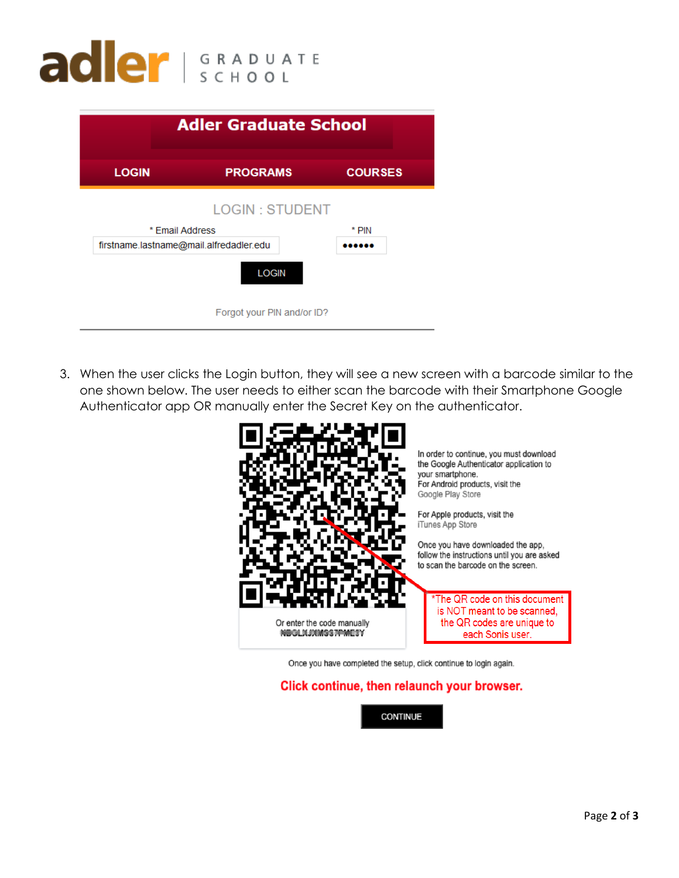adler | GRADUATE SCHOOL

**Adler Graduate School**

LOGIN | PROGRAMS | COURSES

LOGIN : STUDENT

\* Email Address: firstname.lastname@mail.alfredadler.edu

\* PIN: ••••••

LOGIN

Forgot your PIN and/or ID?

3. When the user clicks the Login button, they will see a new screen with a barcode similar to the one shown below. The user needs to either scan the barcode with their Smartphone Google Authenticator app OR manually enter the Secret Key on the authenticator.

In order to continue, you must download the Google Authenticator application to your smartphone.
For Android products, visit the Google Play Store

For Apple products, visit the iTunes App Store

Once you have downloaded the app, follow the instructions until you are asked to scan the barcode on the screen.

Or enter the code manually
NBGLXJXMSS7PMEBY

\*The QR code on this document is NOT meant to be scanned, the QR codes are unique to each Sonis user.

Once you have completed the setup, click continue to login again.

**Click continue, then relaunch your browser.**

CONTINUE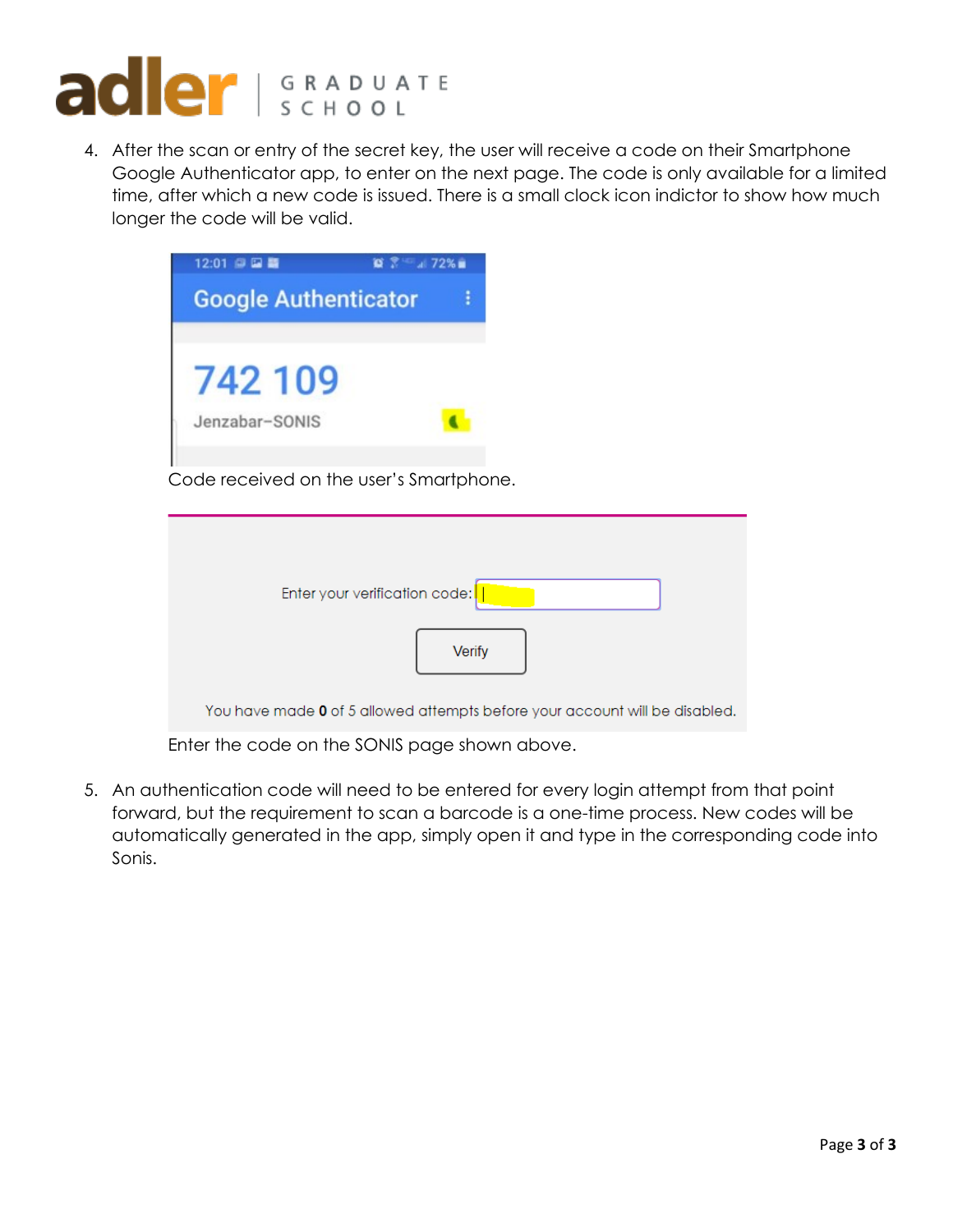4. After the scan or entry of the secret key, the user will receive a code on their Smartphone Google Authenticator app, to enter on the next page. The code is only available for a limited time, after which a new code is issued. There is a small clock icon indictor to show how much longer the code will be valid.

Code received on the user's Smartphone.

Enter the code on the SONIS page shown above.

5. An authentication code will need to be entered for every login attempt from that point forward, but the requirement to scan a barcode is a one-time process. New codes will be automatically generated in the app, simply open it and type in the corresponding code into Sonis.